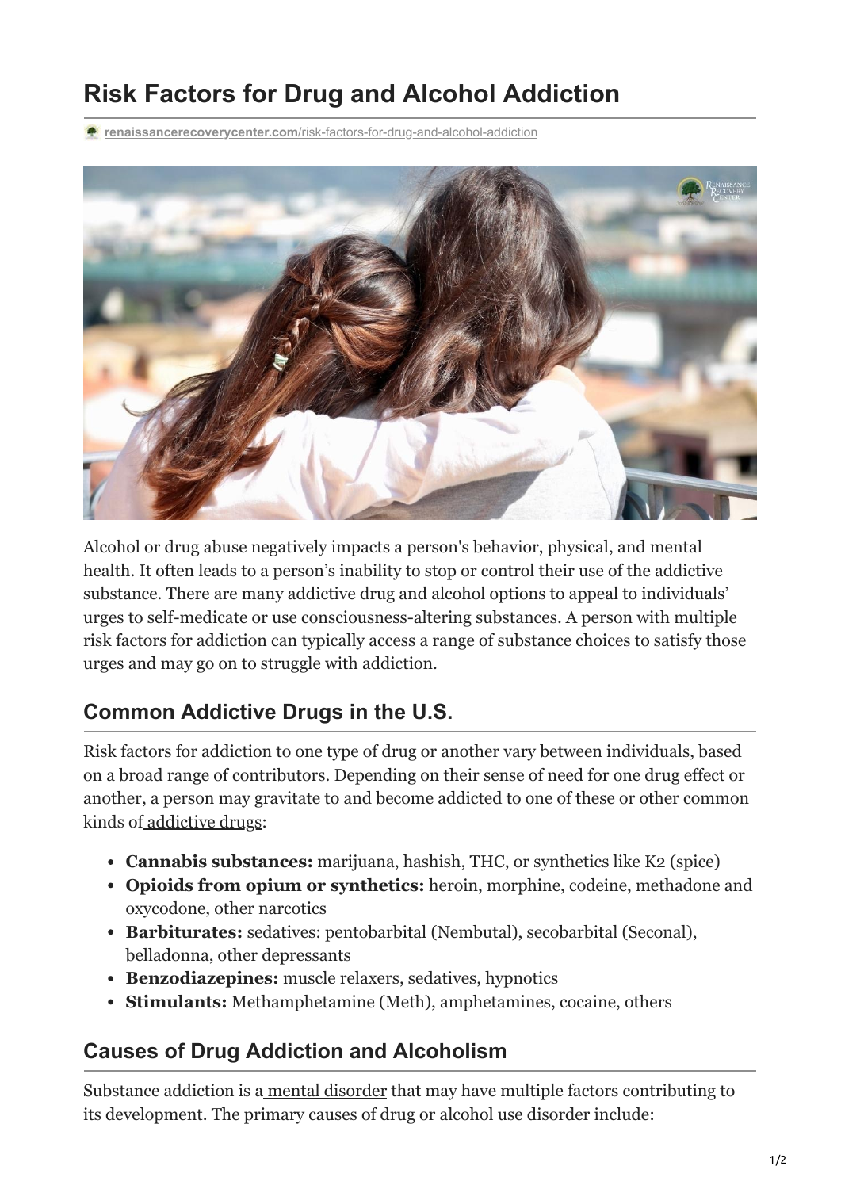# Risk Factors for Drug and Alcohol Addiction

renaissancerecoverycenter.com/risk-factors-for-drug-and-alcohol-addiction

Alcohol or drug abuse negatively impacts a person's behavior, physical, and mental health. It often leads to a person's inability to stop or control their use of the addictive substance. There are many addictive drug and alcohol options to appeal to individuals' urges to self-medicate or use consciousness-altering substances. A person with multiple risk factors for addiction can typically access a range of substance choices to satisfy those urges and may go on to struggle with addiction.

## Common Addictive Drugs in the U.S.

Risk factors for addiction to one type of drug or another vary between individuals, based on a broad range of contributors. Depending on their sense of need for one drug effect or another, a person may gravitate to and become addicted to one of these or other common kinds of addictive drugs:

- **Cannabis substances:** marijuana, hashish, THC, or synthetics like K2 (spice)
- **Opioids from opium or synthetics:** heroin, morphine, codeine, methadone and oxycodone, other narcotics
- **Barbiturates:** sedatives: pentobarbital (Nembutal), secobarbital (Seconal), belladonna, other depressants
- **Benzodiazepines:** muscle relaxers, sedatives, hypnotics
- **Stimulants:** Methamphetamine (Meth), amphetamines, cocaine, others

## Causes of Drug Addiction and Alcoholism

Substance addiction is a mental disorder that may have multiple factors contributing to its development. The primary causes of drug or alcohol use disorder include: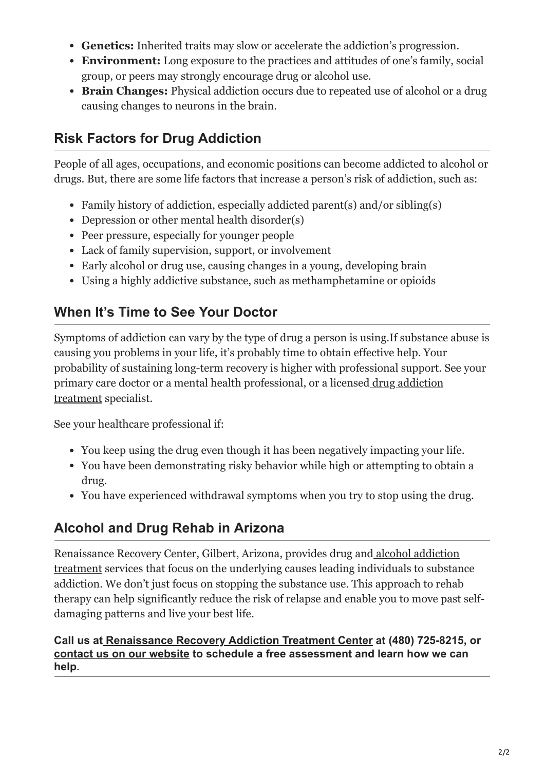- **Genetics:** Inherited traits may slow or accelerate the addiction's progression.
- **Environment:** Long exposure to the practices and attitudes of one's family, social group, or peers may strongly encourage drug or alcohol use.
- **Brain Changes:** Physical addiction occurs due to repeated use of alcohol or a drug causing changes to neurons in the brain.

## Risk Factors for Drug Addiction

People of all ages, occupations, and economic positions can become addicted to alcohol or drugs. But, there are some life factors that increase a person's risk of addiction, such as:

- Family history of addiction, especially addicted parent(s) and/or sibling(s)
- Depression or other mental health disorder(s)
- Peer pressure, especially for younger people
- Lack of family supervision, support, or involvement
- Early alcohol or drug use, causing changes in a young, developing brain
- Using a highly addictive substance, such as methamphetamine or opioids

## When It's Time to See Your Doctor

Symptoms of addiction can vary by the type of drug a person is using.If substance abuse is causing you problems in your life, it's probably time to obtain effective help. Your probability of sustaining long-term recovery is higher with professional support. See your primary care doctor or a mental health professional, or a licensed drug addiction treatment specialist.

See your healthcare professional if:

- You keep using the drug even though it has been negatively impacting your life.
- You have been demonstrating risky behavior while high or attempting to obtain a drug.
- You have experienced withdrawal symptoms when you try to stop using the drug.

## Alcohol and Drug Rehab in Arizona

Renaissance Recovery Center, Gilbert, Arizona, provides drug and alcohol addiction treatment services that focus on the underlying causes leading individuals to substance addiction. We don't just focus on stopping the substance use. This approach to rehab therapy can help significantly reduce the risk of relapse and enable you to move past self-damaging patterns and live your best life.

**Call us at Renaissance Recovery Addiction Treatment Center at (480) 725-8215, or contact us on our website to schedule a free assessment and learn how we can help.**